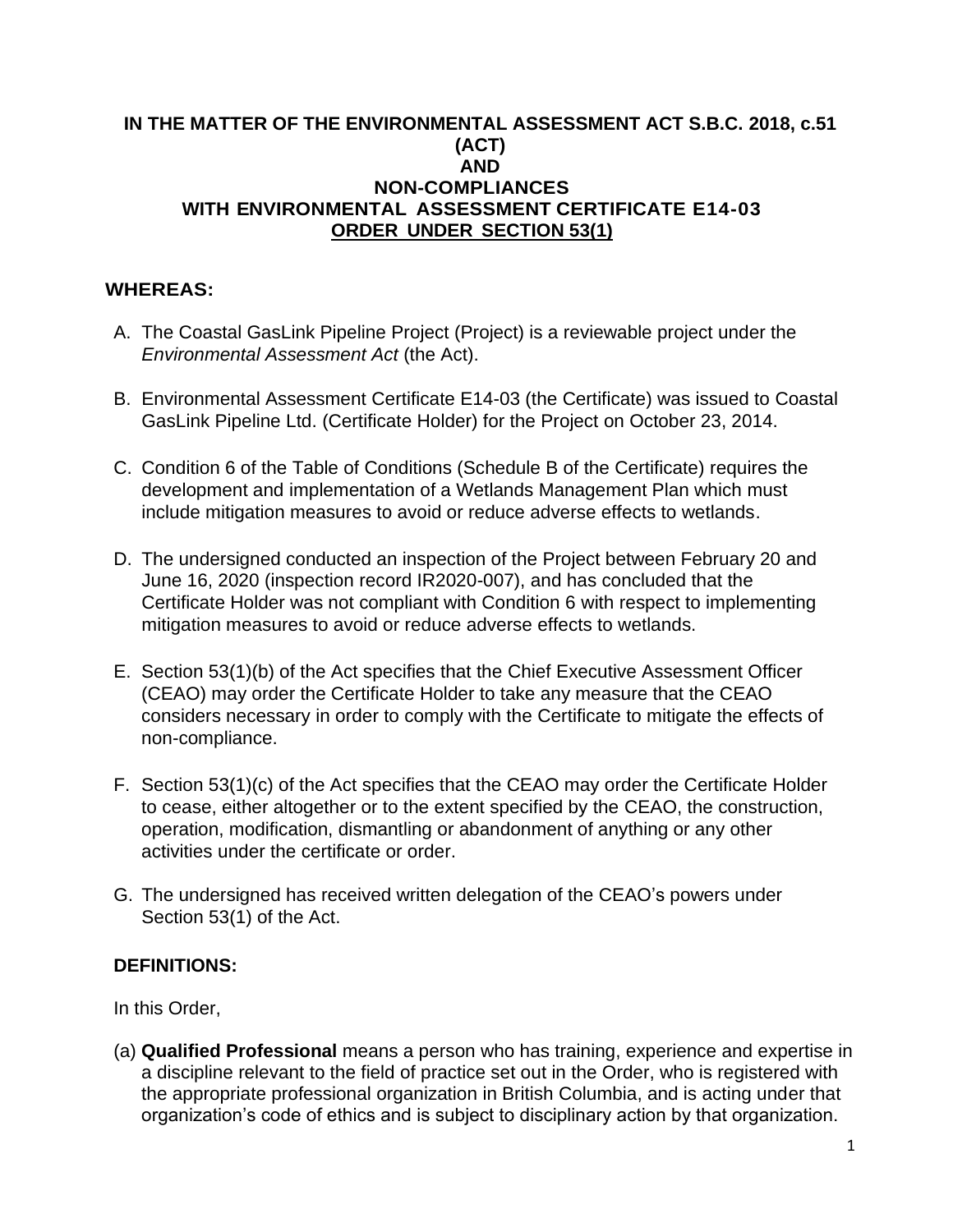**IN THE MATTER OF THE ENVIRONMENTAL ASSESSMENT ACT S.B.C. 2018, c.51 (ACT)**
**AND**
**NON-COMPLIANCES**
**WITH ENVIRONMENTAL ASSESSMENT CERTIFICATE E14-03**
**ORDER UNDER SECTION 53(1)**

## WHEREAS:

A. The Coastal GasLink Pipeline Project (Project) is a reviewable project under the *Environmental Assessment Act* (the Act).

B. Environmental Assessment Certificate E14-03 (the Certificate) was issued to Coastal GasLink Pipeline Ltd. (Certificate Holder) for the Project on October 23, 2014.

C. Condition 6 of the Table of Conditions (Schedule B of the Certificate) requires the development and implementation of a Wetlands Management Plan which must include mitigation measures to avoid or reduce adverse effects to wetlands.

D. The undersigned conducted an inspection of the Project between February 20 and June 16, 2020 (inspection record IR2020-007), and has concluded that the Certificate Holder was not compliant with Condition 6 with respect to implementing mitigation measures to avoid or reduce adverse effects to wetlands.

E. Section 53(1)(b) of the Act specifies that the Chief Executive Assessment Officer (CEAO) may order the Certificate Holder to take any measure that the CEAO considers necessary in order to comply with the Certificate to mitigate the effects of non-compliance.

F. Section 53(1)(c) of the Act specifies that the CEAO may order the Certificate Holder to cease, either altogether or to the extent specified by the CEAO, the construction, operation, modification, dismantling or abandonment of anything or any other activities under the certificate or order.

G. The undersigned has received written delegation of the CEAO's powers under Section 53(1) of the Act.

## DEFINITIONS:

In this Order,

(a) **Qualified Professional** means a person who has training, experience and expertise in a discipline relevant to the field of practice set out in the Order, who is registered with the appropriate professional organization in British Columbia, and is acting under that organization's code of ethics and is subject to disciplinary action by that organization.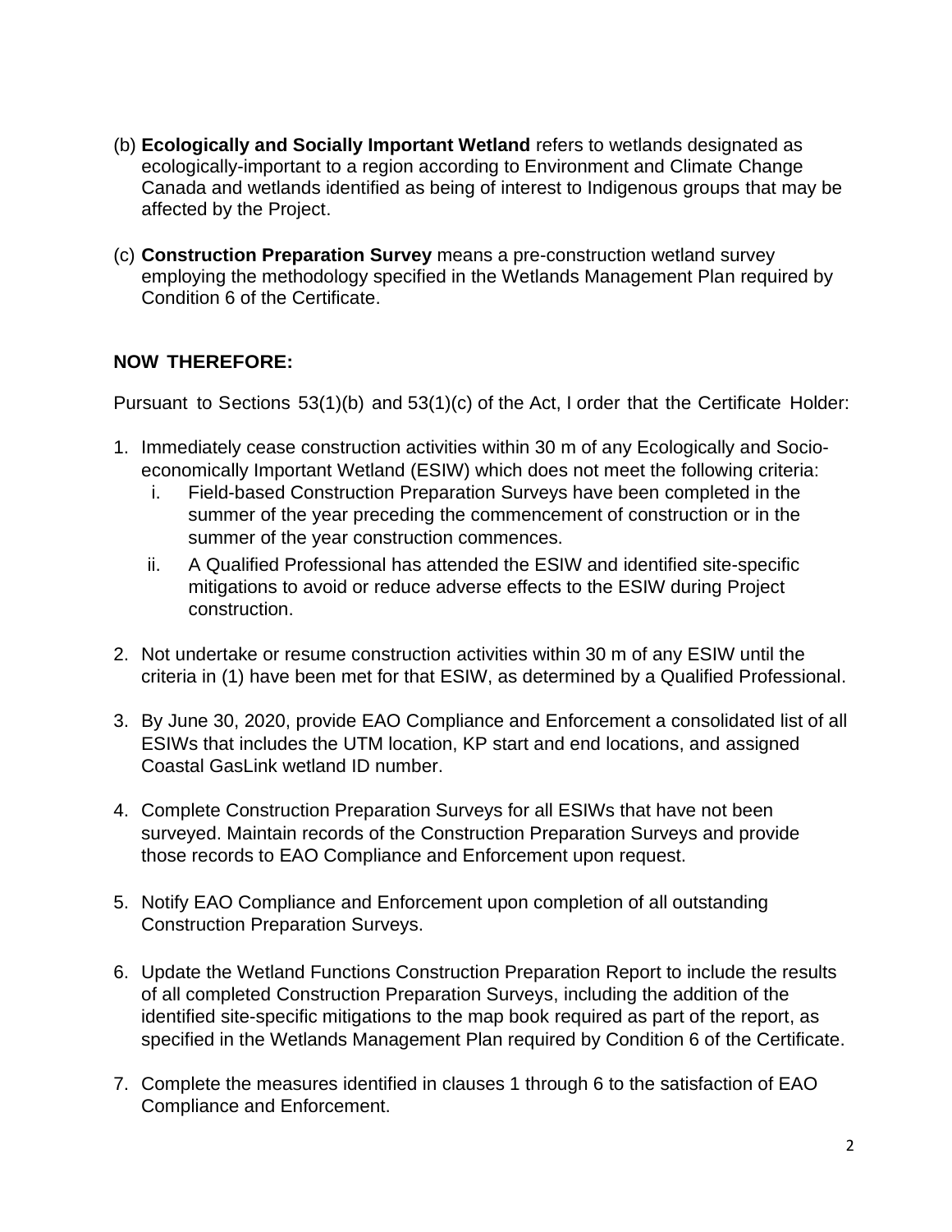(b) **Ecologically and Socially Important Wetland** refers to wetlands designated as ecologically-important to a region according to Environment and Climate Change Canada and wetlands identified as being of interest to Indigenous groups that may be affected by the Project.

(c) **Construction Preparation Survey** means a pre-construction wetland survey employing the methodology specified in the Wetlands Management Plan required by Condition 6 of the Certificate.

**NOW THEREFORE:**

Pursuant to Sections 53(1)(b) and 53(1)(c) of the Act, I order that the Certificate Holder:

1. Immediately cease construction activities within 30 m of any Ecologically and Socio-economically Important Wetland (ESIW) which does not meet the following criteria:
   i. Field-based Construction Preparation Surveys have been completed in the summer of the year preceding the commencement of construction or in the summer of the year construction commences.
   ii. A Qualified Professional has attended the ESIW and identified site-specific mitigations to avoid or reduce adverse effects to the ESIW during Project construction.

2. Not undertake or resume construction activities within 30 m of any ESIW until the criteria in (1) have been met for that ESIW, as determined by a Qualified Professional.

3. By June 30, 2020, provide EAO Compliance and Enforcement a consolidated list of all ESIWs that includes the UTM location, KP start and end locations, and assigned Coastal GasLink wetland ID number.

4. Complete Construction Preparation Surveys for all ESIWs that have not been surveyed. Maintain records of the Construction Preparation Surveys and provide those records to EAO Compliance and Enforcement upon request.

5. Notify EAO Compliance and Enforcement upon completion of all outstanding Construction Preparation Surveys.

6. Update the Wetland Functions Construction Preparation Report to include the results of all completed Construction Preparation Surveys, including the addition of the identified site-specific mitigations to the map book required as part of the report, as specified in the Wetlands Management Plan required by Condition 6 of the Certificate.

7. Complete the measures identified in clauses 1 through 6 to the satisfaction of EAO Compliance and Enforcement.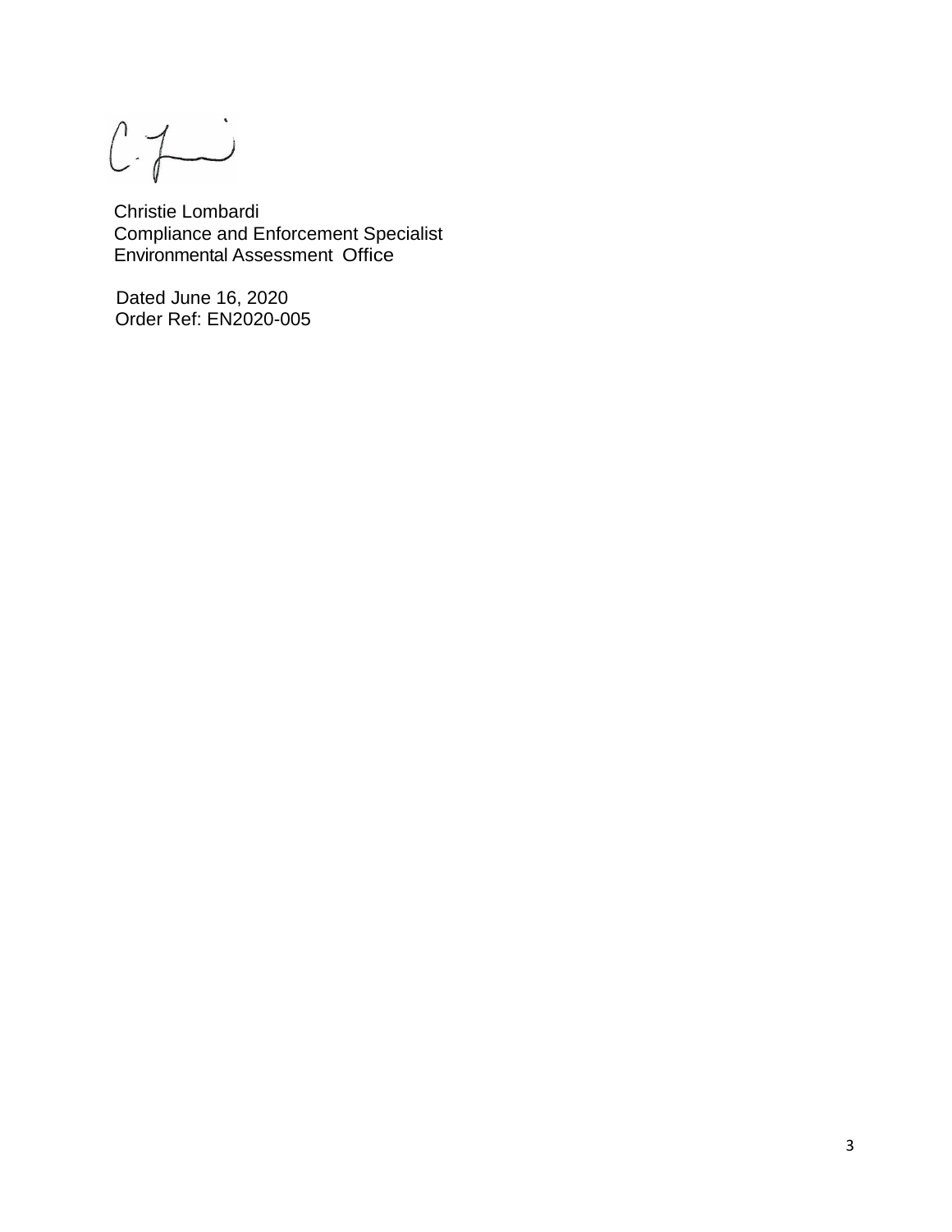Christie Lombardi
Compliance and Enforcement Specialist
Environmental Assessment Office

Dated June 16, 2020
Order Ref: EN2020-005